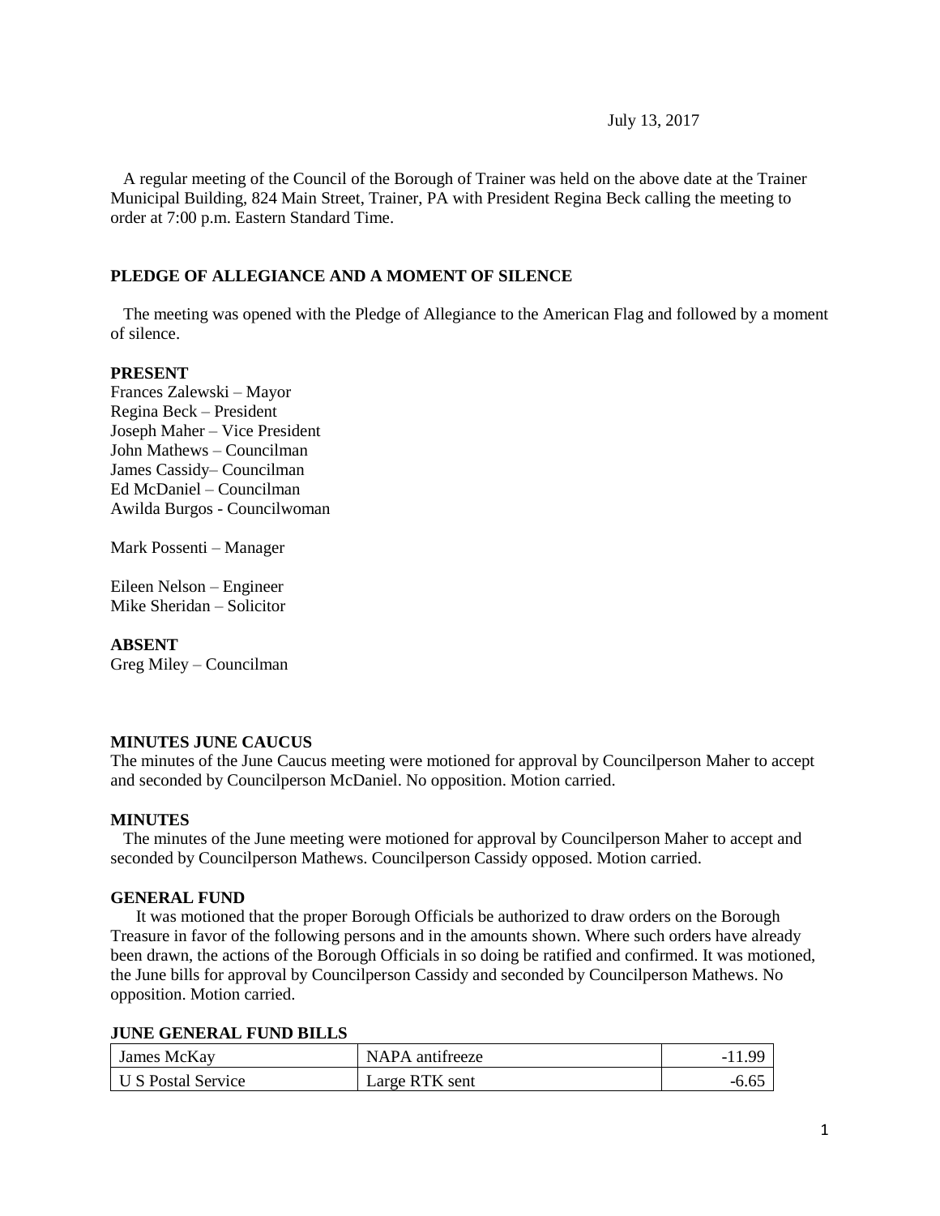July 13, 2017

A regular meeting of the Council of the Borough of Trainer was held on the above date at the Trainer Municipal Building, 824 Main Street, Trainer, PA with President Regina Beck calling the meeting to order at 7:00 p.m. Eastern Standard Time.

## PLEDGE OF ALLEGIANCE AND A MOMENT OF SILENCE

The meeting was opened with the Pledge of Allegiance to the American Flag and followed by a moment of silence.

**PRESENT**

Frances Zalewski – Mayor
Regina Beck – President
Joseph Maher – Vice President
John Mathews – Councilman
James Cassidy– Councilman
Ed McDaniel – Councilman
Awilda Burgos - Councilwoman

Mark Possenti – Manager

Eileen Nelson – Engineer
Mike Sheridan – Solicitor

**ABSENT**

Greg Miley – Councilman

**MINUTES JUNE CAUCUS**

The minutes of the June Caucus meeting were motioned for approval by Councilperson Maher to accept and seconded by Councilperson McDaniel. No opposition. Motion carried.

**MINUTES**

The minutes of the June meeting were motioned for approval by Councilperson Maher to accept and seconded by Councilperson Mathews. Councilperson Cassidy opposed. Motion carried.

**GENERAL FUND**

It was motioned that the proper Borough Officials be authorized to draw orders on the Borough Treasure in favor of the following persons and in the amounts shown. Where such orders have already been drawn, the actions of the Borough Officials in so doing be ratified and confirmed. It was motioned, the June bills for approval by Councilperson Cassidy and seconded by Councilperson Mathews. No opposition. Motion carried.

**JUNE GENERAL FUND BILLS**

| | | |
|---|---|---|
| James McKay | NAPA antifreeze | -11.99 |
| U S Postal Service | Large RTK sent | -6.65 |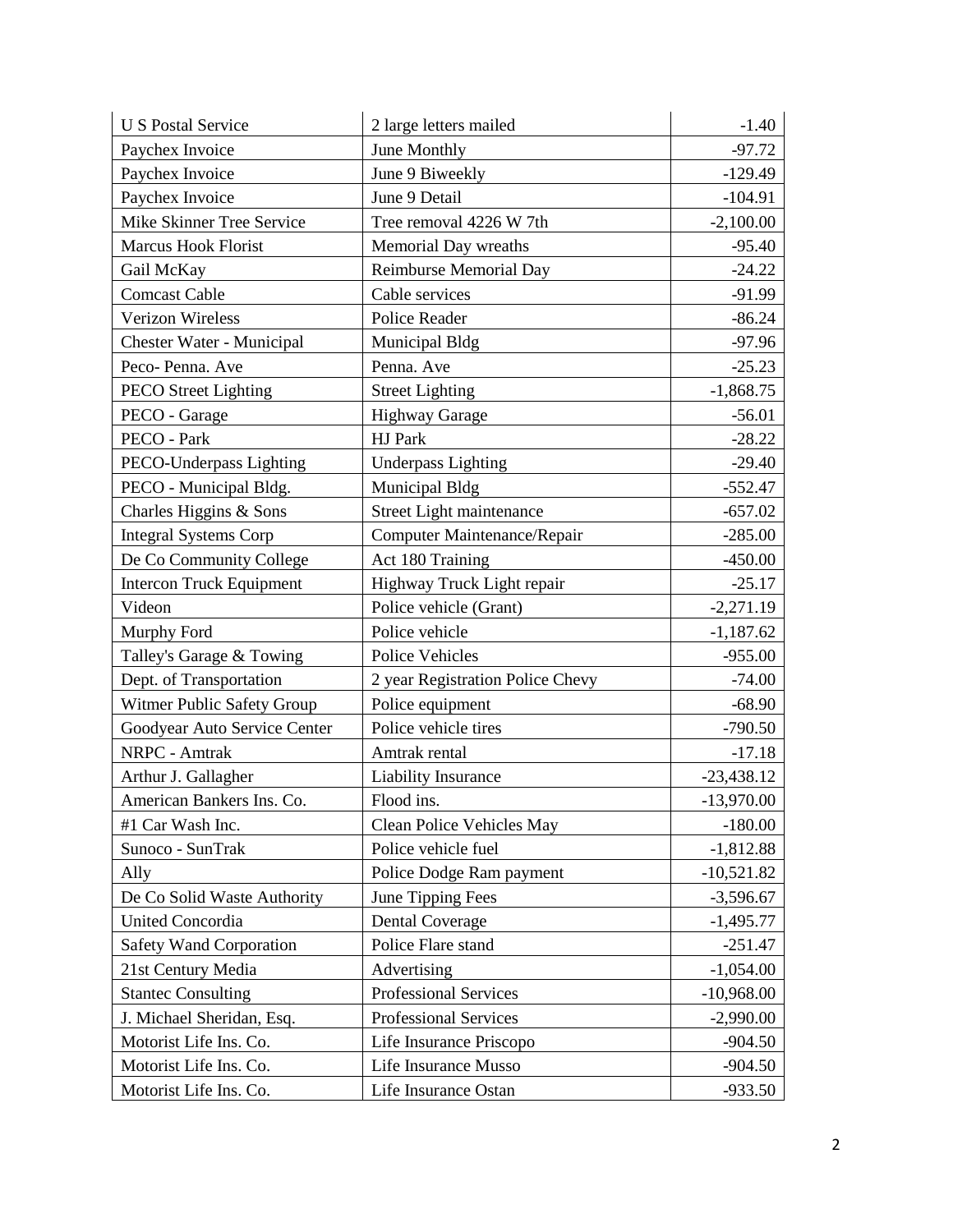| U S Postal Service | 2 large letters mailed | -1.40 |
|---|---|---|
| Paychex Invoice | June Monthly | -97.72 |
| Paychex Invoice | June 9 Biweekly | -129.49 |
| Paychex Invoice | June 9 Detail | -104.91 |
| Mike Skinner Tree Service | Tree removal 4226 W 7th | -2,100.00 |
| Marcus Hook Florist | Memorial Day wreaths | -95.40 |
| Gail McKay | Reimburse Memorial Day | -24.22 |
| Comcast Cable | Cable services | -91.99 |
| Verizon Wireless | Police Reader | -86.24 |
| Chester Water - Municipal | Municipal Bldg | -97.96 |
| Peco- Penna. Ave | Penna. Ave | -25.23 |
| PECO Street Lighting | Street Lighting | -1,868.75 |
| PECO - Garage | Highway Garage | -56.01 |
| PECO - Park | HJ Park | -28.22 |
| PECO-Underpass Lighting | Underpass Lighting | -29.40 |
| PECO - Municipal Bldg. | Municipal Bldg | -552.47 |
| Charles Higgins & Sons | Street Light maintenance | -657.02 |
| Integral Systems Corp | Computer Maintenance/Repair | -285.00 |
| De Co Community College | Act 180 Training | -450.00 |
| Intercon Truck Equipment | Highway Truck Light repair | -25.17 |
| Videon | Police vehicle (Grant) | -2,271.19 |
| Murphy Ford | Police vehicle | -1,187.62 |
| Talley's Garage & Towing | Police Vehicles | -955.00 |
| Dept. of Transportation | 2 year Registration Police Chevy | -74.00 |
| Witmer Public Safety Group | Police equipment | -68.90 |
| Goodyear Auto Service Center | Police vehicle tires | -790.50 |
| NRPC - Amtrak | Amtrak rental | -17.18 |
| Arthur J. Gallagher | Liability Insurance | -23,438.12 |
| American Bankers Ins. Co. | Flood ins. | -13,970.00 |
| #1 Car Wash Inc. | Clean Police Vehicles May | -180.00 |
| Sunoco - SunTrak | Police vehicle fuel | -1,812.88 |
| Ally | Police Dodge Ram payment | -10,521.82 |
| De Co Solid Waste Authority | June Tipping Fees | -3,596.67 |
| United Concordia | Dental Coverage | -1,495.77 |
| Safety Wand Corporation | Police Flare stand | -251.47 |
| 21st Century Media | Advertising | -1,054.00 |
| Stantec Consulting | Professional Services | -10,968.00 |
| J. Michael Sheridan, Esq. | Professional Services | -2,990.00 |
| Motorist Life Ins. Co. | Life Insurance Priscopo | -904.50 |
| Motorist Life Ins. Co. | Life Insurance Musso | -904.50 |
| Motorist Life Ins. Co. | Life Insurance Ostan | -933.50 |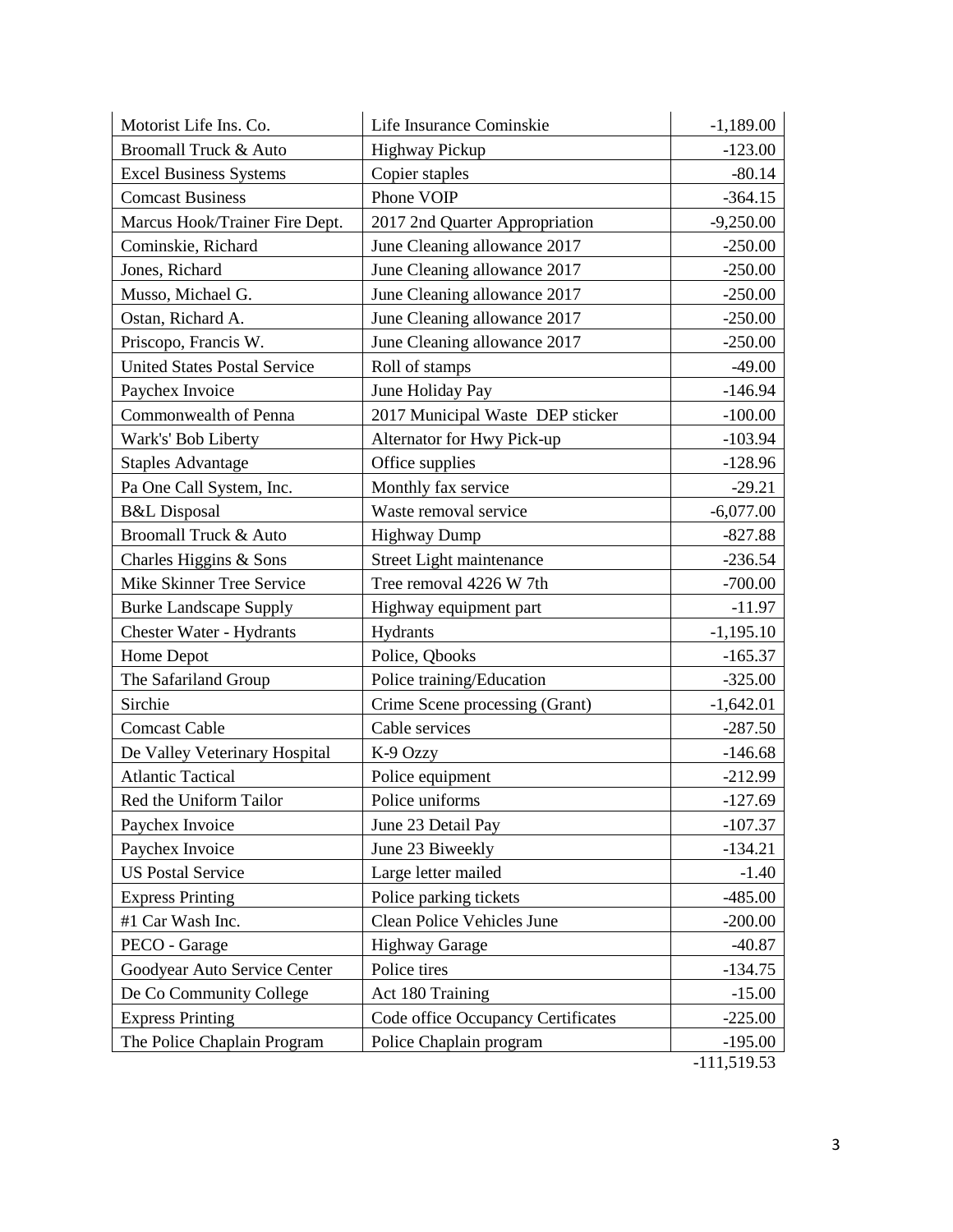| | | |
|---|---|---|
| Motorist Life Ins. Co. | Life Insurance Cominskie | -1,189.00 |
| Broomall Truck & Auto | Highway Pickup | -123.00 |
| Excel Business Systems | Copier staples | -80.14 |
| Comcast Business | Phone VOIP | -364.15 |
| Marcus Hook/Trainer Fire Dept. | 2017 2nd Quarter Appropriation | -9,250.00 |
| Cominskie, Richard | June Cleaning allowance 2017 | -250.00 |
| Jones, Richard | June Cleaning allowance 2017 | -250.00 |
| Musso, Michael G. | June Cleaning allowance 2017 | -250.00 |
| Ostan, Richard A. | June Cleaning allowance 2017 | -250.00 |
| Priscopo, Francis W. | June Cleaning allowance 2017 | -250.00 |
| United States Postal Service | Roll of stamps | -49.00 |
| Paychex Invoice | June Holiday Pay | -146.94 |
| Commonwealth of Penna | 2017 Municipal Waste DEP sticker | -100.00 |
| Wark's' Bob Liberty | Alternator for Hwy Pick-up | -103.94 |
| Staples Advantage | Office supplies | -128.96 |
| Pa One Call System, Inc. | Monthly fax service | -29.21 |
| B&L Disposal | Waste removal service | -6,077.00 |
| Broomall Truck & Auto | Highway Dump | -827.88 |
| Charles Higgins & Sons | Street Light maintenance | -236.54 |
| Mike Skinner Tree Service | Tree removal 4226 W 7th | -700.00 |
| Burke Landscape Supply | Highway equipment part | -11.97 |
| Chester Water - Hydrants | Hydrants | -1,195.10 |
| Home Depot | Police, Qbooks | -165.37 |
| The Safariland Group | Police training/Education | -325.00 |
| Sirchie | Crime Scene processing (Grant) | -1,642.01 |
| Comcast Cable | Cable services | -287.50 |
| De Valley Veterinary Hospital | K-9 Ozzy | -146.68 |
| Atlantic Tactical | Police equipment | -212.99 |
| Red the Uniform Tailor | Police uniforms | -127.69 |
| Paychex Invoice | June 23 Detail Pay | -107.37 |
| Paychex Invoice | June 23 Biweekly | -134.21 |
| US Postal Service | Large letter mailed | -1.40 |
| Express Printing | Police parking tickets | -485.00 |
| #1 Car Wash Inc. | Clean Police Vehicles June | -200.00 |
| PECO - Garage | Highway Garage | -40.87 |
| Goodyear Auto Service Center | Police tires | -134.75 |
| De Co Community College | Act 180 Training | -15.00 |
| Express Printing | Code office Occupancy Certificates | -225.00 |
| The Police Chaplain Program | Police Chaplain program | -195.00 |
| | | -111,519.53 |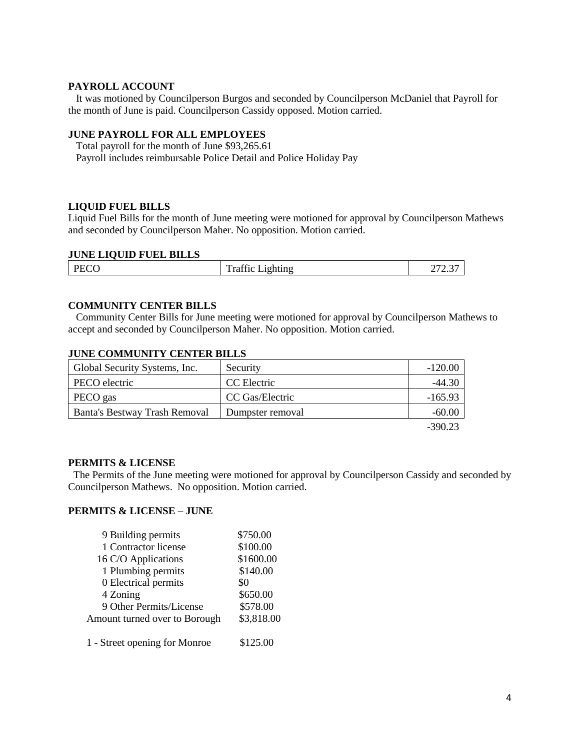**PAYROLL ACCOUNT**

It was motioned by Councilperson Burgos and seconded by Councilperson McDaniel that Payroll for the month of June is paid. Councilperson Cassidy opposed. Motion carried.

**JUNE PAYROLL FOR ALL EMPLOYEES**

Total payroll for the month of June $93,265.61

Payroll includes reimbursable Police Detail and Police Holiday Pay

**LIQUID FUEL BILLS**

Liquid Fuel Bills for the month of June meeting were motioned for approval by Councilperson Mathews and seconded by Councilperson Maher. No opposition. Motion carried.

**JUNE LIQUID FUEL BILLS**

| | | |
|---|---|---|
| PECO | Traffic Lighting | 272.37 |

**COMMUNITY CENTER BILLS**

Community Center Bills for June meeting were motioned for approval by Councilperson Mathews to accept and seconded by Councilperson Maher. No opposition. Motion carried.

**JUNE COMMUNITY CENTER BILLS**

| | | |
|---|---|---|
| Global Security Systems, Inc. | Security | -120.00 |
| PECO electric | CC Electric | -44.30 |
| PECO gas | CC Gas/Electric | -165.93 |
| Banta's Bestway Trash Removal | Dumpster removal | -60.00 |
| | | -390.23 |

**PERMITS & LICENSE**

The Permits of the June meeting were motioned for approval by Councilperson Cassidy and seconded by Councilperson Mathews. No opposition. Motion carried.

**PERMITS & LICENSE – JUNE**

| | |
|---|---|
| 9 Building permits | $750.00 |
| 1 Contractor license | $100.00 |
| 16 C/O Applications | $1600.00 |
| 1 Plumbing permits | $140.00 |
| 0 Electrical permits | $0 |
| 4 Zoning | $650.00 |
| 9 Other Permits/License | $578.00 |
| Amount turned over to Borough | $3,818.00 |
| | |
| 1 - Street opening for Monroe | $125.00 |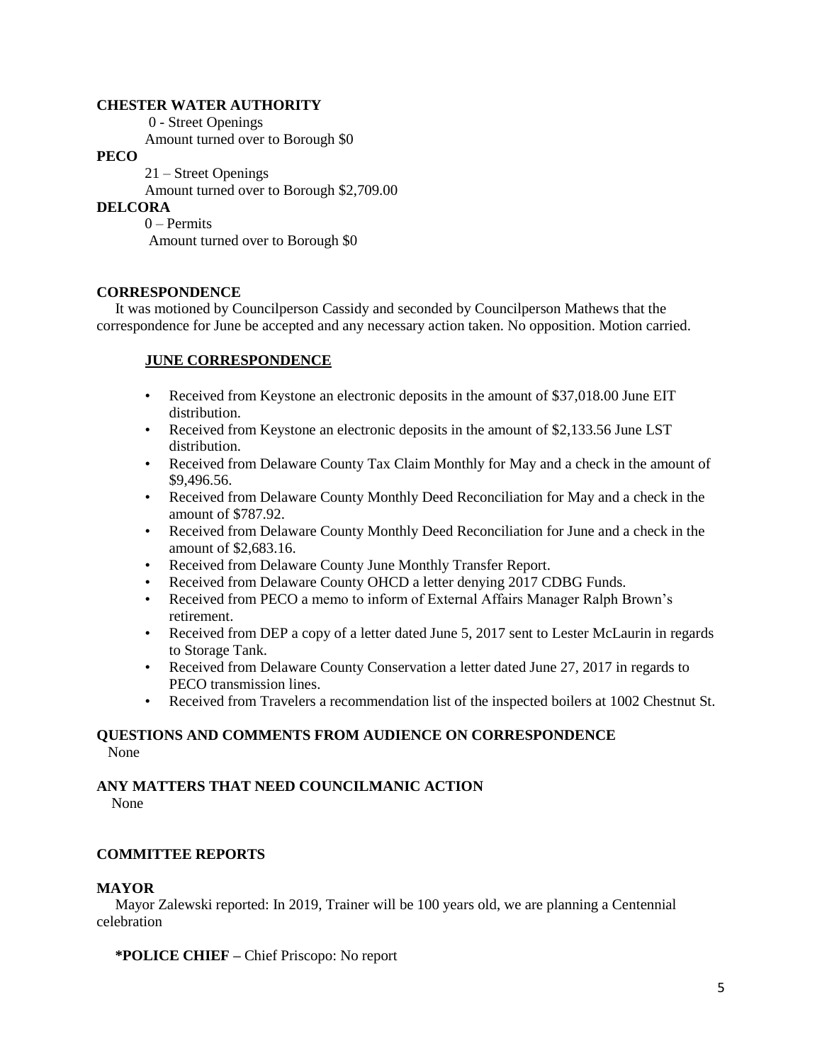**CHESTER WATER AUTHORITY**

0 - Street Openings

Amount turned over to Borough $0

**PECO**

21 – Street Openings

Amount turned over to Borough $2,709.00

**DELCORA**

0 – Permits

Amount turned over to Borough $0

**CORRESPONDENCE**

It was motioned by Councilperson Cassidy and seconded by Councilperson Mathews that the correspondence for June be accepted and any necessary action taken. No opposition. Motion carried.

**JUNE CORRESPONDENCE**

- Received from Keystone an electronic deposits in the amount of $37,018.00 June EIT distribution.
- Received from Keystone an electronic deposits in the amount of $2,133.56 June LST distribution.
- Received from Delaware County Tax Claim Monthly for May and a check in the amount of $9,496.56.
- Received from Delaware County Monthly Deed Reconciliation for May and a check in the amount of $787.92.
- Received from Delaware County Monthly Deed Reconciliation for June and a check in the amount of $2,683.16.
- Received from Delaware County June Monthly Transfer Report.
- Received from Delaware County OHCD a letter denying 2017 CDBG Funds.
- Received from PECO a memo to inform of External Affairs Manager Ralph Brown's retirement.
- Received from DEP a copy of a letter dated June 5, 2017 sent to Lester McLaurin in regards to Storage Tank.
- Received from Delaware County Conservation a letter dated June 27, 2017 in regards to PECO transmission lines.
- Received from Travelers a recommendation list of the inspected boilers at 1002 Chestnut St.

**QUESTIONS AND COMMENTS FROM AUDIENCE ON CORRESPONDENCE**

None

**ANY MATTERS THAT NEED COUNCILMANIC ACTION**

None

**COMMITTEE REPORTS**

**MAYOR**

Mayor Zalewski reported: In 2019, Trainer will be 100 years old, we are planning a Centennial celebration

**\*POLICE CHIEF –** Chief Priscopo: No report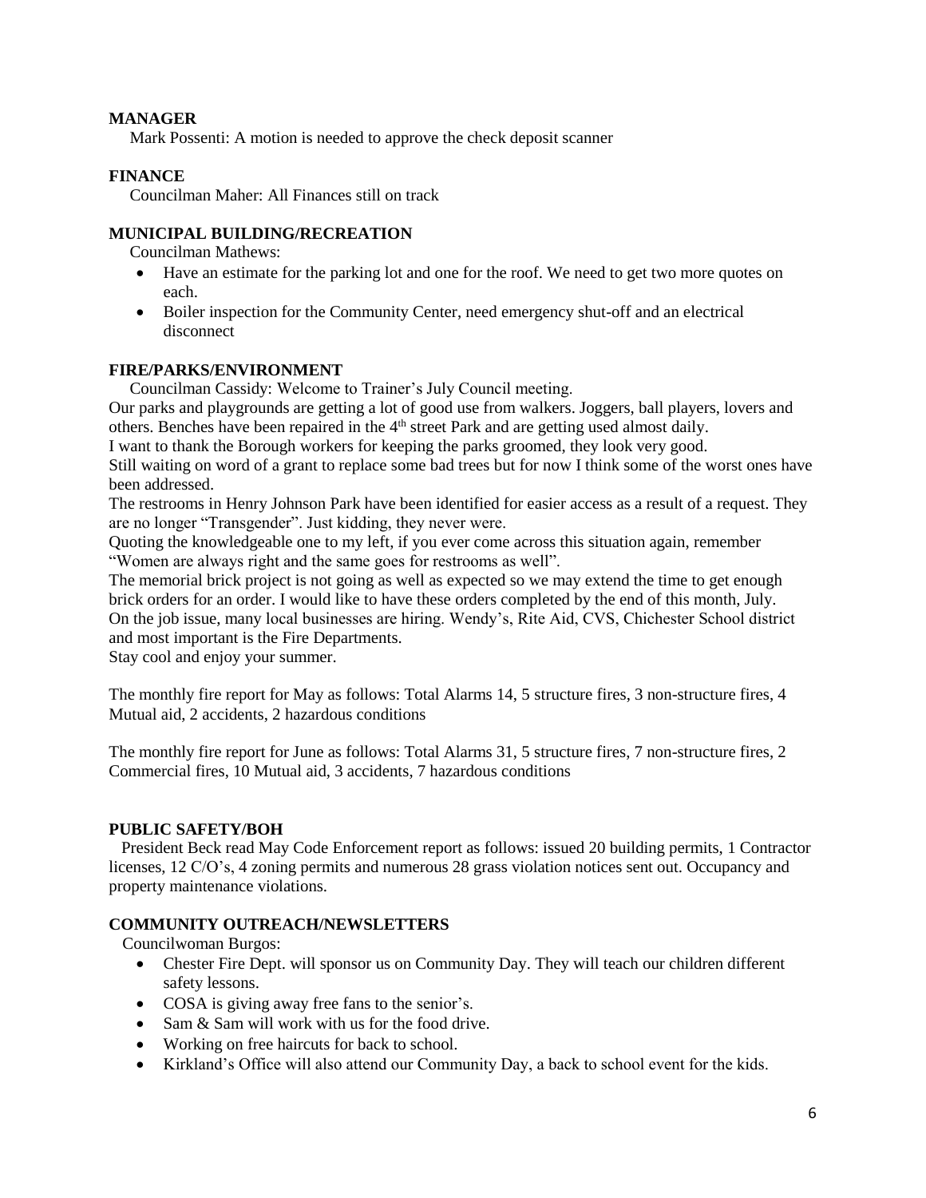**MANAGER**

Mark Possenti: A motion is needed to approve the check deposit scanner

**FINANCE**

Councilman Maher: All Finances still on track

**MUNICIPAL BUILDING/RECREATION**

Councilman Mathews:

- Have an estimate for the parking lot and one for the roof. We need to get two more quotes on each.
- Boiler inspection for the Community Center, need emergency shut-off and an electrical disconnect

**FIRE/PARKS/ENVIRONMENT**

Councilman Cassidy: Welcome to Trainer's July Council meeting.

Our parks and playgrounds are getting a lot of good use from walkers. Joggers, ball players, lovers and others. Benches have been repaired in the 4th street Park and are getting used almost daily.

I want to thank the Borough workers for keeping the parks groomed, they look very good.

Still waiting on word of a grant to replace some bad trees but for now I think some of the worst ones have been addressed.

The restrooms in Henry Johnson Park have been identified for easier access as a result of a request. They are no longer "Transgender". Just kidding, they never were.

Quoting the knowledgeable one to my left, if you ever come across this situation again, remember "Women are always right and the same goes for restrooms as well".

The memorial brick project is not going as well as expected so we may extend the time to get enough brick orders for an order. I would like to have these orders completed by the end of this month, July.

On the job issue, many local businesses are hiring. Wendy's, Rite Aid, CVS, Chichester School district and most important is the Fire Departments.

Stay cool and enjoy your summer.

The monthly fire report for May as follows: Total Alarms 14, 5 structure fires, 3 non-structure fires, 4 Mutual aid, 2 accidents, 2 hazardous conditions

The monthly fire report for June as follows: Total Alarms 31, 5 structure fires, 7 non-structure fires, 2 Commercial fires, 10 Mutual aid, 3 accidents, 7 hazardous conditions

**PUBLIC SAFETY/BOH**

President Beck read May Code Enforcement report as follows: issued 20 building permits, 1 Contractor licenses, 12 C/O's, 4 zoning permits and numerous 28 grass violation notices sent out. Occupancy and property maintenance violations.

**COMMUNITY OUTREACH/NEWSLETTERS**

Councilwoman Burgos:

- Chester Fire Dept. will sponsor us on Community Day. They will teach our children different safety lessons.
- COSA is giving away free fans to the senior's.
- Sam & Sam will work with us for the food drive.
- Working on free haircuts for back to school.
- Kirkland's Office will also attend our Community Day, a back to school event for the kids.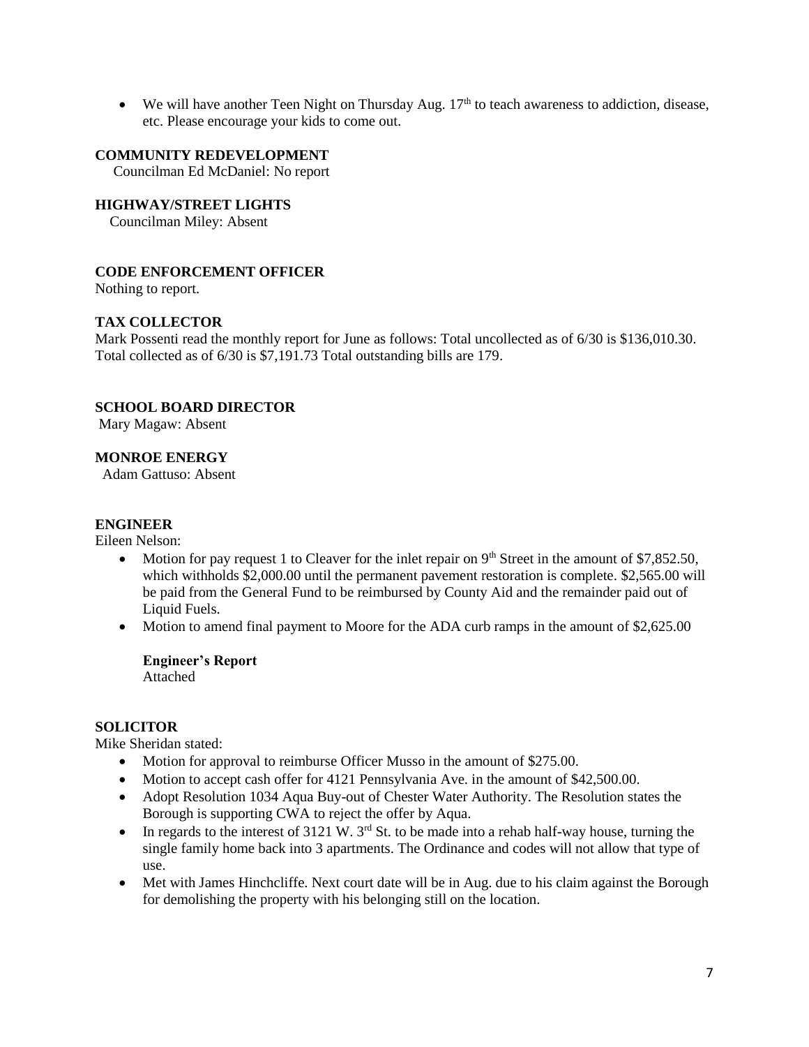- We will have another Teen Night on Thursday Aug. 17th to teach awareness to addiction, disease, etc. Please encourage your kids to come out.

**COMMUNITY REDEVELOPMENT**

Councilman Ed McDaniel: No report

**HIGHWAY/STREET LIGHTS**

Councilman Miley: Absent

**CODE ENFORCEMENT OFFICER**

Nothing to report.

**TAX COLLECTOR**

Mark Possenti read the monthly report for June as follows: Total uncollected as of 6/30 is $136,010.30. Total collected as of 6/30 is $7,191.73 Total outstanding bills are 179.

**SCHOOL BOARD DIRECTOR**

Mary Magaw: Absent

**MONROE ENERGY**

Adam Gattuso: Absent

**ENGINEER**

Eileen Nelson:

- Motion for pay request 1 to Cleaver for the inlet repair on 9th Street in the amount of $7,852.50, which withholds $2,000.00 until the permanent pavement restoration is complete. $2,565.00 will be paid from the General Fund to be reimbursed by County Aid and the remainder paid out of Liquid Fuels.
- Motion to amend final payment to Moore for the ADA curb ramps in the amount of $2,625.00

**Engineer's Report**

Attached

**SOLICITOR**

Mike Sheridan stated:

- Motion for approval to reimburse Officer Musso in the amount of $275.00.
- Motion to accept cash offer for 4121 Pennsylvania Ave. in the amount of $42,500.00.
- Adopt Resolution 1034 Aqua Buy-out of Chester Water Authority. The Resolution states the Borough is supporting CWA to reject the offer by Aqua.
- In regards to the interest of 3121 W. 3rd St. to be made into a rehab half-way house, turning the single family home back into 3 apartments. The Ordinance and codes will not allow that type of use.
- Met with James Hinchcliffe. Next court date will be in Aug. due to his claim against the Borough for demolishing the property with his belonging still on the location.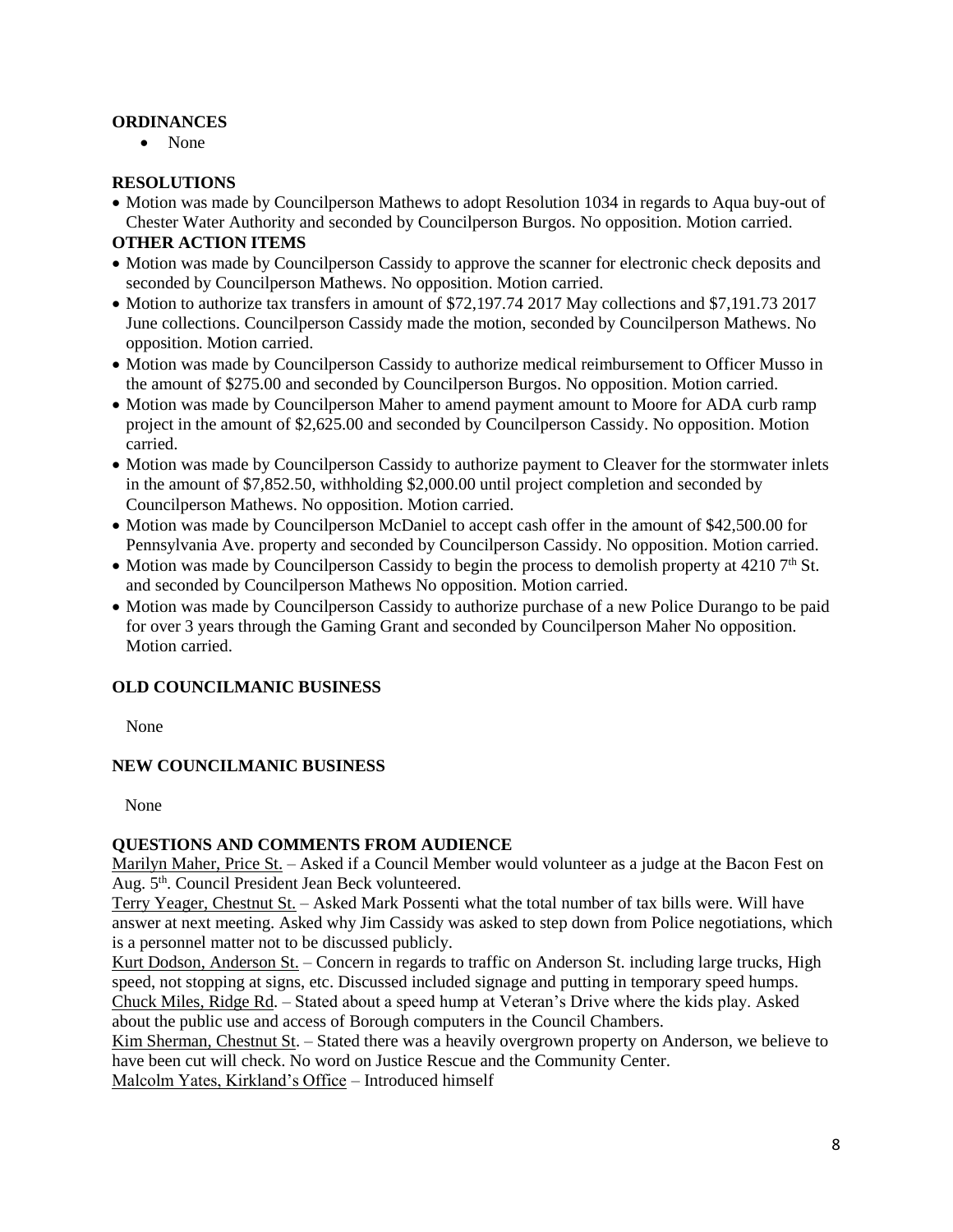**ORDINANCES**

- None

**RESOLUTIONS**

- Motion was made by Councilperson Mathews to adopt Resolution 1034 in regards to Aqua buy-out of Chester Water Authority and seconded by Councilperson Burgos. No opposition. Motion carried.

**OTHER ACTION ITEMS**

- Motion was made by Councilperson Cassidy to approve the scanner for electronic check deposits and seconded by Councilperson Mathews. No opposition. Motion carried.
- Motion to authorize tax transfers in amount of $72,197.74 2017 May collections and $7,191.73 2017 June collections. Councilperson Cassidy made the motion, seconded by Councilperson Mathews. No opposition. Motion carried.
- Motion was made by Councilperson Cassidy to authorize medical reimbursement to Officer Musso in the amount of $275.00 and seconded by Councilperson Burgos. No opposition. Motion carried.
- Motion was made by Councilperson Maher to amend payment amount to Moore for ADA curb ramp project in the amount of $2,625.00 and seconded by Councilperson Cassidy. No opposition. Motion carried.
- Motion was made by Councilperson Cassidy to authorize payment to Cleaver for the stormwater inlets in the amount of $7,852.50, withholding $2,000.00 until project completion and seconded by Councilperson Mathews. No opposition. Motion carried.
- Motion was made by Councilperson McDaniel to accept cash offer in the amount of $42,500.00 for Pennsylvania Ave. property and seconded by Councilperson Cassidy. No opposition. Motion carried.
- Motion was made by Councilperson Cassidy to begin the process to demolish property at 4210 7th St. and seconded by Councilperson Mathews No opposition. Motion carried.
- Motion was made by Councilperson Cassidy to authorize purchase of a new Police Durango to be paid for over 3 years through the Gaming Grant and seconded by Councilperson Maher No opposition. Motion carried.

**OLD COUNCILMANIC BUSINESS**

None

**NEW COUNCILMANIC BUSINESS**

None

**QUESTIONS AND COMMENTS FROM AUDIENCE**

Marilyn Maher, Price St. – Asked if a Council Member would volunteer as a judge at the Bacon Fest on Aug. 5th. Council President Jean Beck volunteered.

Terry Yeager, Chestnut St. – Asked Mark Possenti what the total number of tax bills were. Will have answer at next meeting. Asked why Jim Cassidy was asked to step down from Police negotiations, which is a personnel matter not to be discussed publicly.

Kurt Dodson, Anderson St. – Concern in regards to traffic on Anderson St. including large trucks, High speed, not stopping at signs, etc. Discussed included signage and putting in temporary speed humps.

Chuck Miles, Ridge Rd. – Stated about a speed hump at Veteran's Drive where the kids play. Asked about the public use and access of Borough computers in the Council Chambers.

Kim Sherman, Chestnut St. – Stated there was a heavily overgrown property on Anderson, we believe to have been cut will check. No word on Justice Rescue and the Community Center.

Malcolm Yates, Kirkland's Office – Introduced himself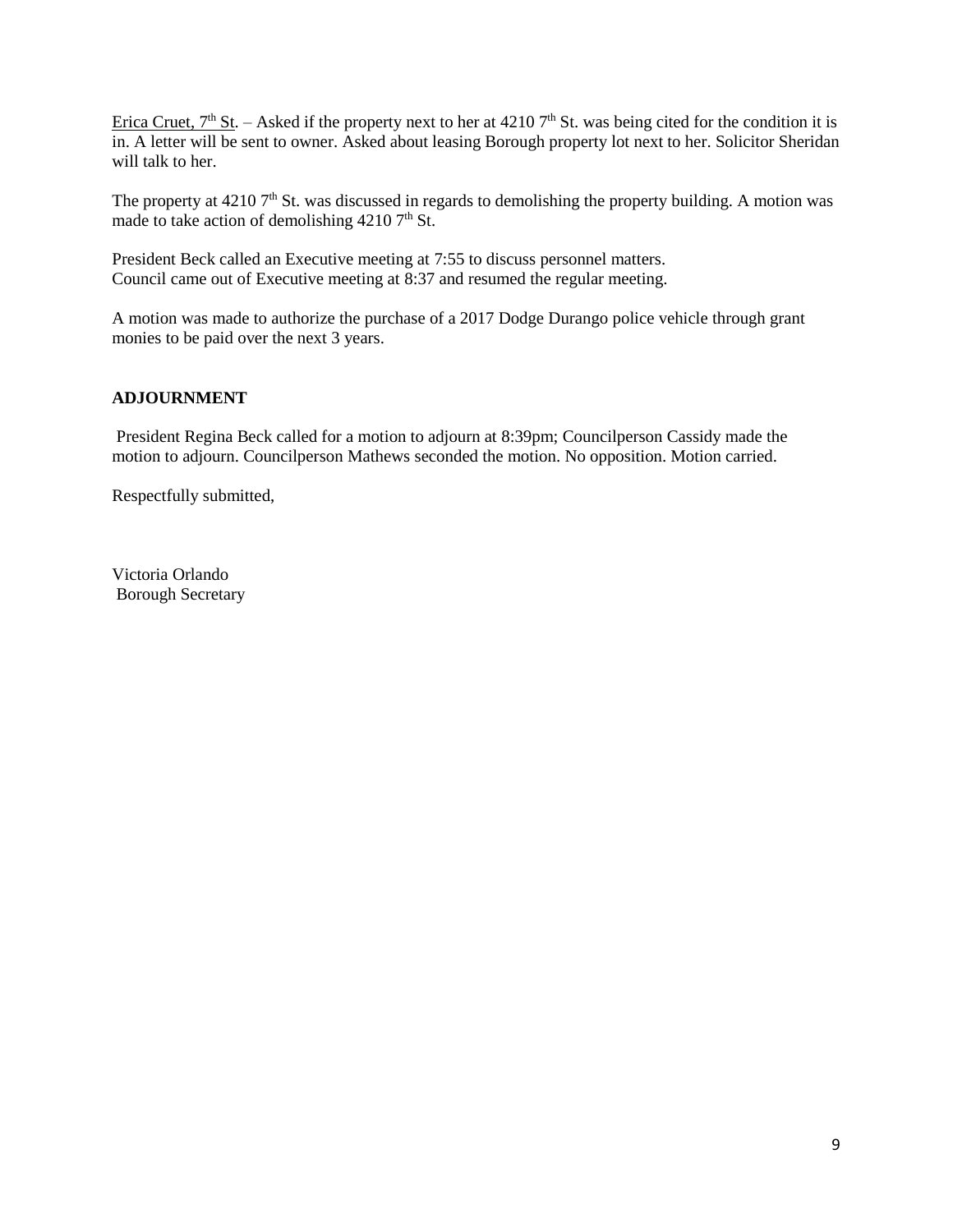<u>Erica Cruet, 7th St</u>. – Asked if the property next to her at 4210 7th St. was being cited for the condition it is in. A letter will be sent to owner. Asked about leasing Borough property lot next to her. Solicitor Sheridan will talk to her.

The property at 4210 7th St. was discussed in regards to demolishing the property building. A motion was made to take action of demolishing 4210 7th St.

President Beck called an Executive meeting at 7:55 to discuss personnel matters.
Council came out of Executive meeting at 8:37 and resumed the regular meeting.

A motion was made to authorize the purchase of a 2017 Dodge Durango police vehicle through grant monies to be paid over the next 3 years.

**ADJOURNMENT**

President Regina Beck called for a motion to adjourn at 8:39pm; Councilperson Cassidy made the motion to adjourn. Councilperson Mathews seconded the motion. No opposition. Motion carried.

Respectfully submitted,

Victoria Orlando
Borough Secretary